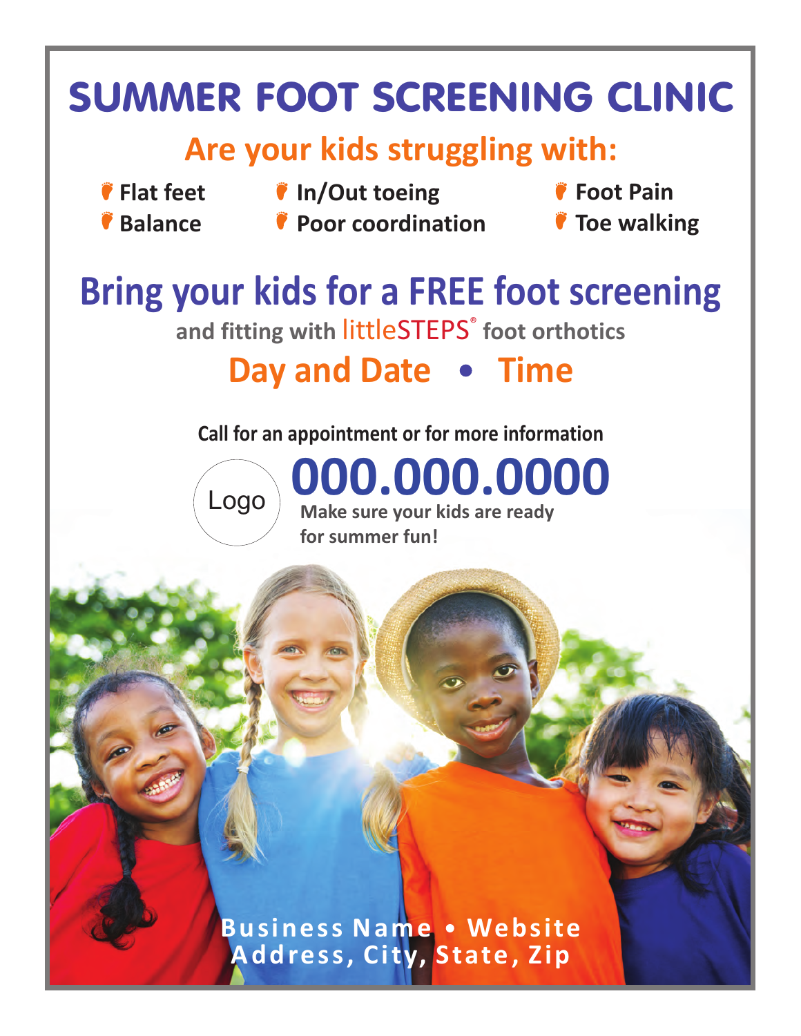# SUMMER FOOT SCREENING CLINIC

## Are your kids struggling with:

- Flat feet
- Balance
- In/Out toeing
- Poor coordination
- Foot Pain
- Toe walking

## Bring your kids for a FREE foot screening

**and fitting with littleSTEPS® foot orthotics**

## Day and Date • Time

**Call for an appointment or for more information**

Logo

# 000.000.0000

**Make sure your kids are ready for summer fun!**

**Business Name • Website**
**Address, City, State, Zip**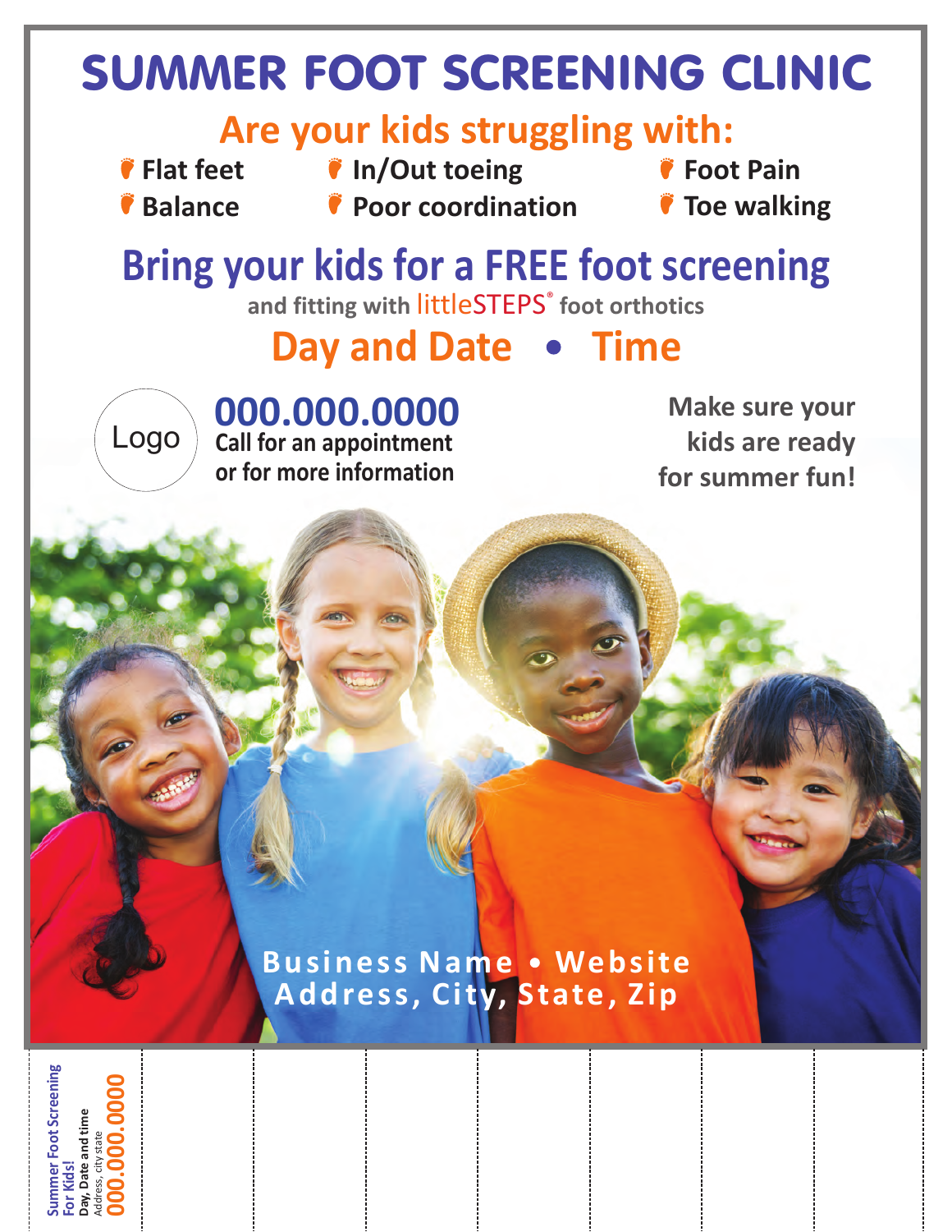# SUMMER FOOT SCREENING CLINIC

## Are your kids struggling with:

- Flat feet
- Balance
- In/Out toeing
- Poor coordination
- Foot Pain
- Toe walking

## Bring your kids for a FREE foot screening

**and fitting with littleSTEPS® foot orthotics**

## Day and Date • Time

Logo

**000.000.0000**
**Call for an appointment or for more information**

**Make sure your kids are ready for summer fun!**

**Business Name • Website**
**Address, City, State, Zip**

**Summer Foot Screening For Kids!**
**Day, Date and time**
Address, city state
**000.000.0000**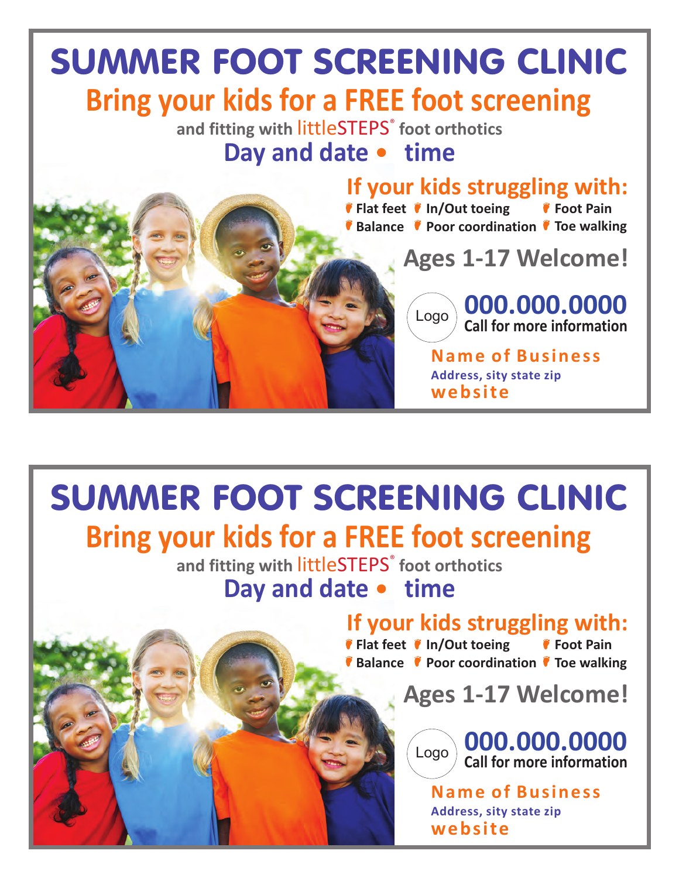# SUMMER FOOT SCREENING CLINIC

## Bring your kids for a FREE foot screening

**and fitting with littleSTEPS® foot orthotics**

## Day and date • time

### If your kids struggling with:

- Flat feet
- In/Out toeing
- Foot Pain
- Balance
- Poor coordination
- Toe walking

## Ages 1-17 Welcome!

Logo

**000.000.0000**

**Call for more information**

**Name of Business**

**Address, sity state zip**

**website**

---

# SUMMER FOOT SCREENING CLINIC

## Bring your kids for a FREE foot screening

**and fitting with littleSTEPS® foot orthotics**

## Day and date • time

### If your kids struggling with:

- Flat feet
- In/Out toeing
- Foot Pain
- Balance
- Poor coordination
- Toe walking

## Ages 1-17 Welcome!

Logo

**000.000.0000**

**Call for more information**

**Name of Business**

**Address, sity state zip**

**website**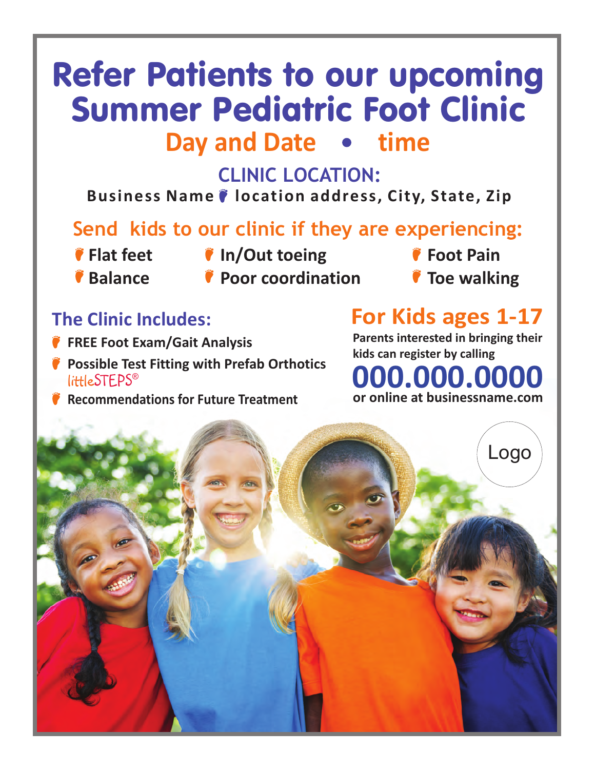# Refer Patients to our upcoming Summer Pediatric Foot Clinic

## Day and Date • time

### CLINIC LOCATION:

**Business Name • location address, City, State, Zip**

### Send kids to our clinic if they are experiencing:

- **Flat feet**
- **Balance**
- **In/Out toeing**
- **Poor coordination**
- **Foot Pain**
- **Toe walking**

### The Clinic Includes:

- **FREE Foot Exam/Gait Analysis**
- **Possible Test Fitting with Prefab Orthotics** littleSTEPS®
- **Recommendations for Future Treatment**

### For Kids ages 1-17

**Parents interested in bringing their kids can register by calling**

# 000.000.0000

**or online at businessname.com**

Logo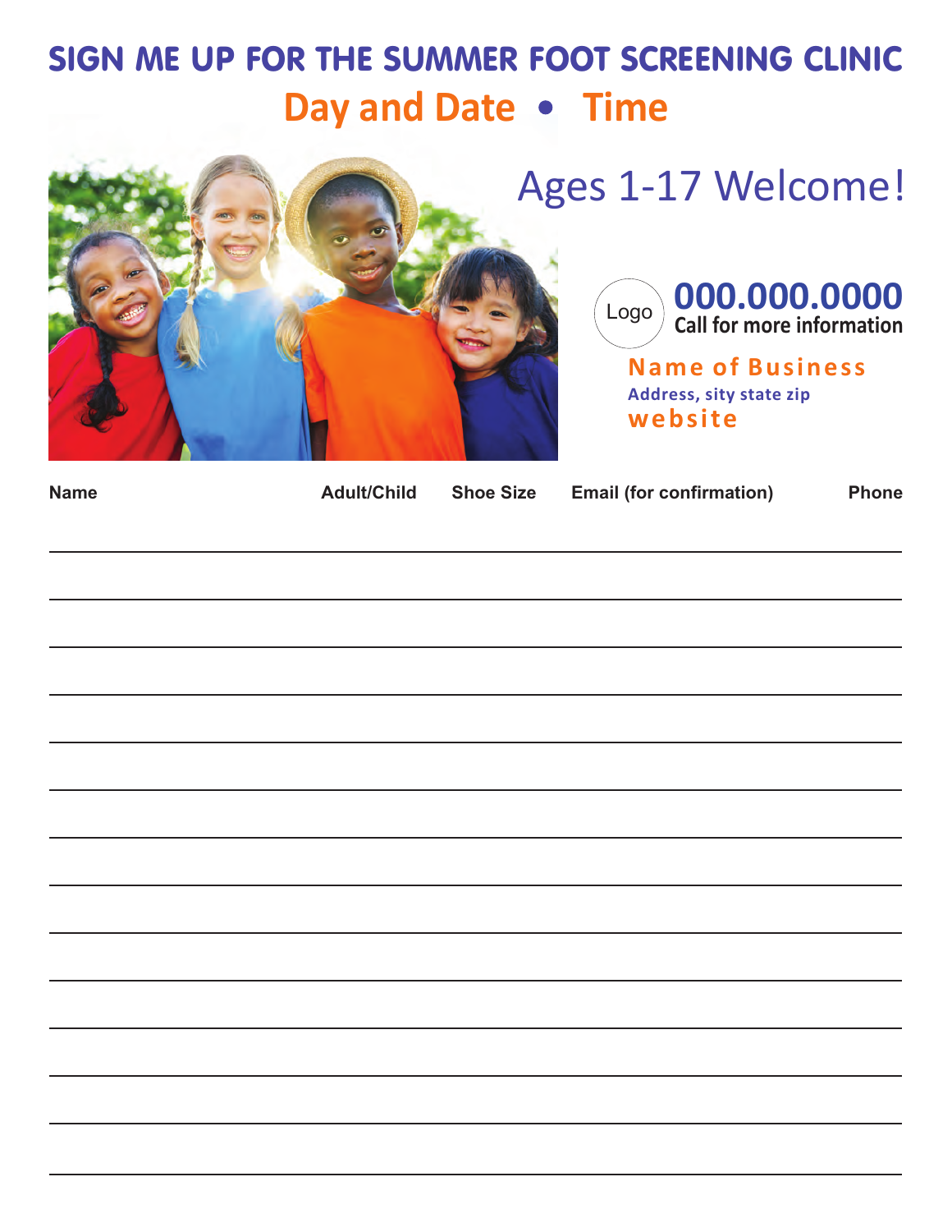# SIGN ME UP FOR THE SUMMER FOOT SCREENING CLINIC

## Day and Date • Time

Ages 1-17 Welcome!

Logo

**000.000.0000**
**Call for more information**

**Name of Business**
**Address, sity state zip**
**website**

| Name | Adult/Child | Shoe Size | Email (for confirmation) | Phone |
|---|---|---|---|---|
| | | | | |
| | | | | |
| | | | | |
| | | | | |
| | | | | |
| | | | | |
| | | | | |
| | | | | |
| | | | | |
| | | | | |
| | | | | |
| | | | | |
| | | | | |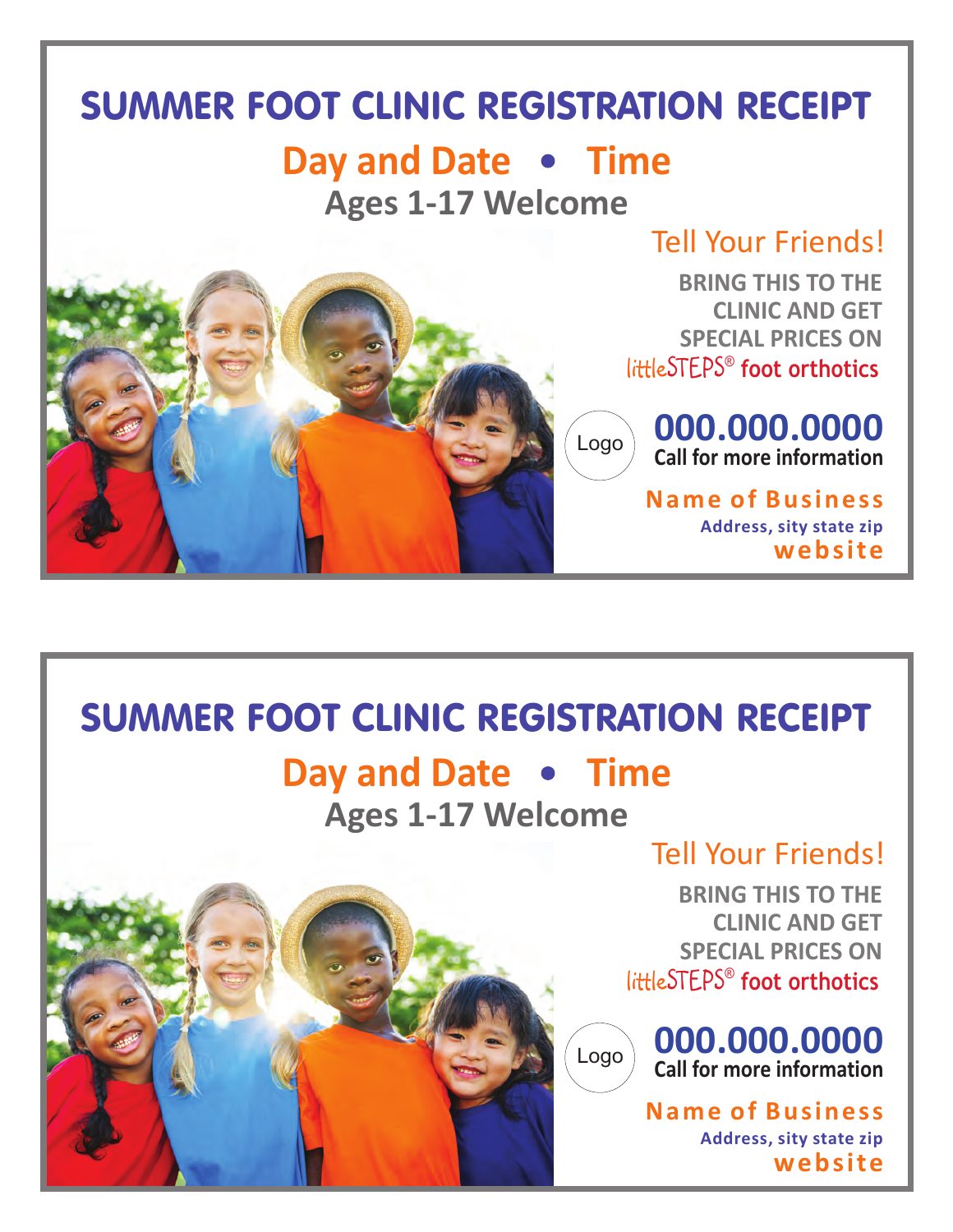# SUMMER FOOT CLINIC REGISTRATION RECEIPT

## Day and Date • Time

### Ages 1-17 Welcome

Tell Your Friends!

**BRING THIS TO THE CLINIC AND GET SPECIAL PRICES ON**
littleSTEPS® foot orthotics

Logo

**000.000.0000**
**Call for more information**

**Name of Business**
**Address, sity state zip**
**website**

---

# SUMMER FOOT CLINIC REGISTRATION RECEIPT

## Day and Date • Time

### Ages 1-17 Welcome

Tell Your Friends!

**BRING THIS TO THE CLINIC AND GET SPECIAL PRICES ON**
littleSTEPS® foot orthotics

Logo

**000.000.0000**
**Call for more information**

**Name of Business**
**Address, sity state zip**
**website**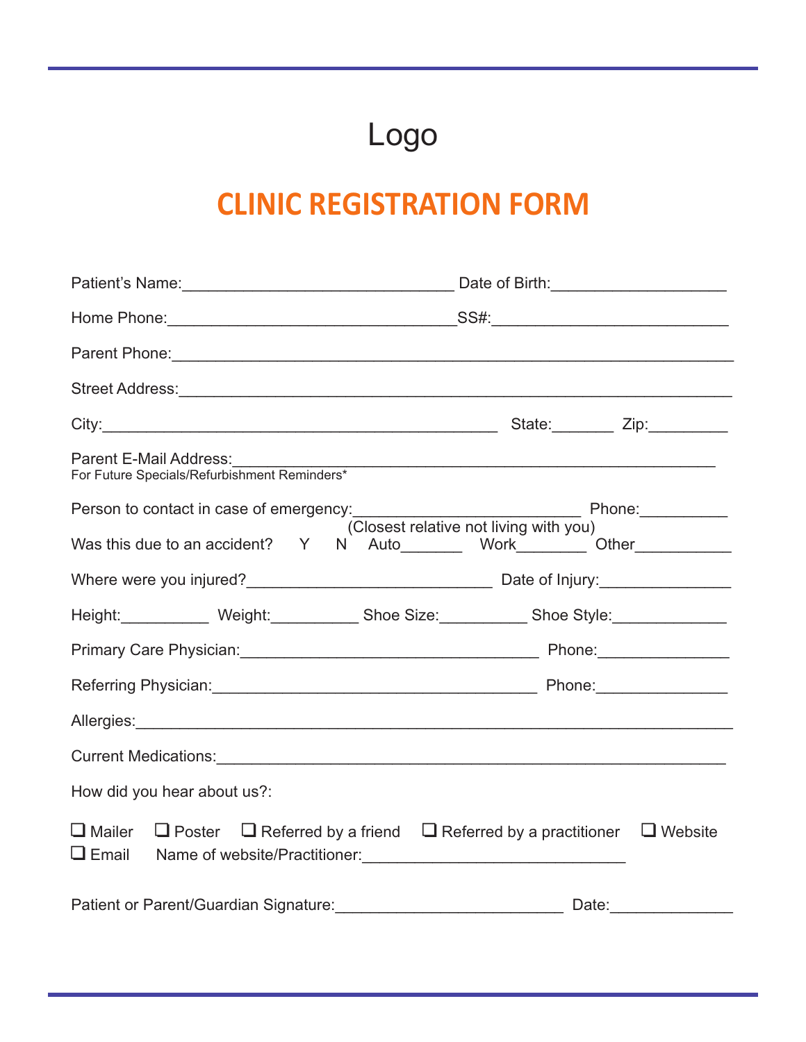Logo

# CLINIC REGISTRATION FORM

Patient's Name:_______________________________ Date of Birth:____________________

Home Phone:_________________________________SS#:___________________________

Parent Phone:_________________________________________________________________

Street Address:________________________________________________________________

City:____________________________________________ State:_______ Zip:_________

Parent E-Mail Address:___________________________________________________
For Future Specials/Refurbishment Reminders*

Person to contact in case of emergency:__________________________ Phone:__________
(Closest relative not living with you)

Was this due to an accident? Y N Auto_______ Work________ Other___________

Where were you injured?____________________________ Date of Injury:_______________

Height:__________ Weight:__________ Shoe Size:__________ Shoe Style:_____________

Primary Care Physician:__________________________________ Phone:_______________

Referring Physician:_____________________________________ Phone:_______________

Allergies:____________________________________________________________________

Current Medications:_______________________________________________________

How did you hear about us?:

❑ Mailer ❑ Poster ❑ Referred by a friend ❑ Referred by a practitioner ❑ Website
❑ Email Name of website/Practitioner:______________________________

Patient or Parent/Guardian Signature:__________________________ Date:______________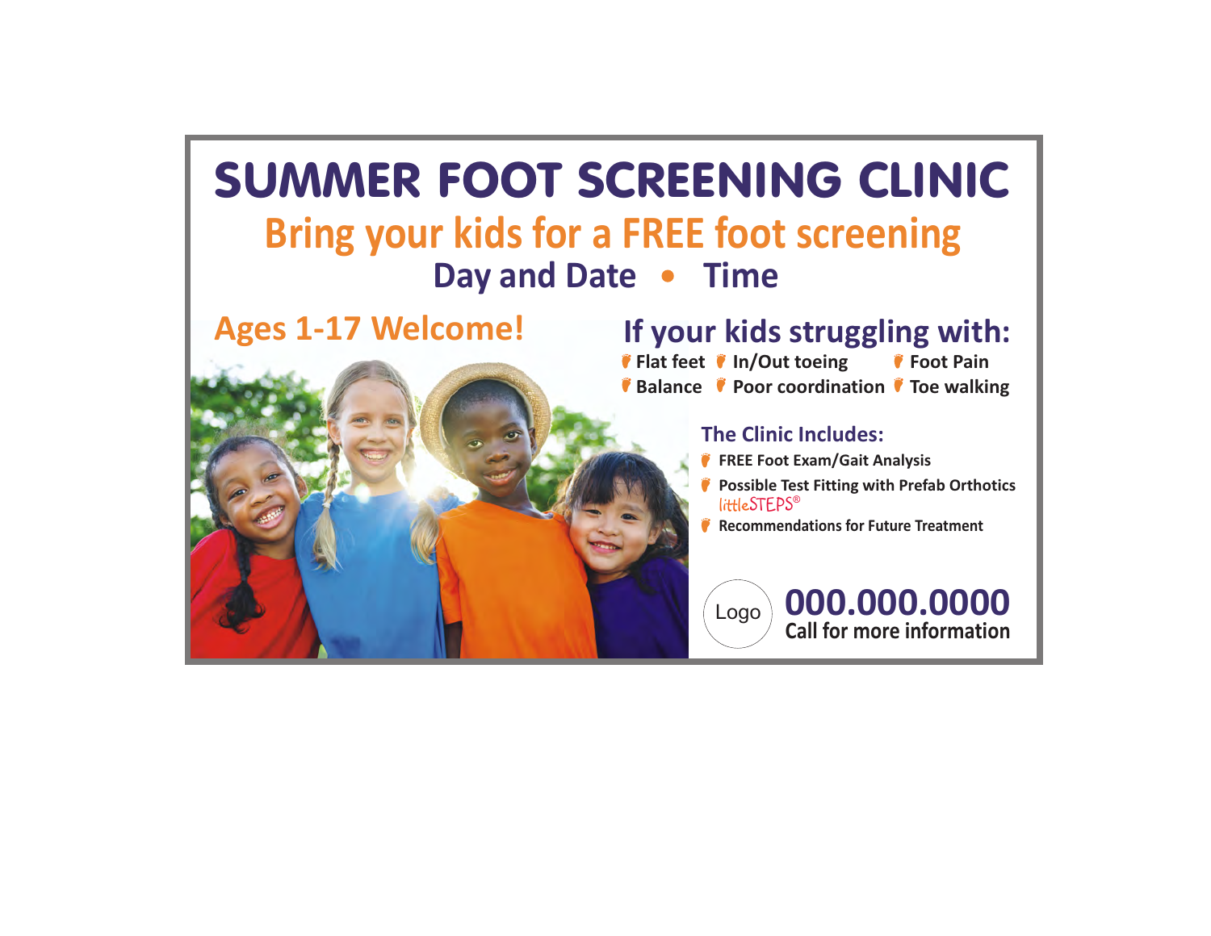# SUMMER FOOT SCREENING CLINIC

## Bring your kids for a FREE foot screening

**Day and Date • Time**

## Ages 1-17 Welcome!

## If your kids struggling with:

- Flat feet
- In/Out toeing
- Foot Pain
- Balance
- Poor coordination
- Toe walking

### The Clinic Includes:

- FREE Foot Exam/Gait Analysis
- Possible Test Fitting with Prefab Orthotics littleSTEPS®
- Recommendations for Future Treatment

Logo

**000.000.0000**
**Call for more information**